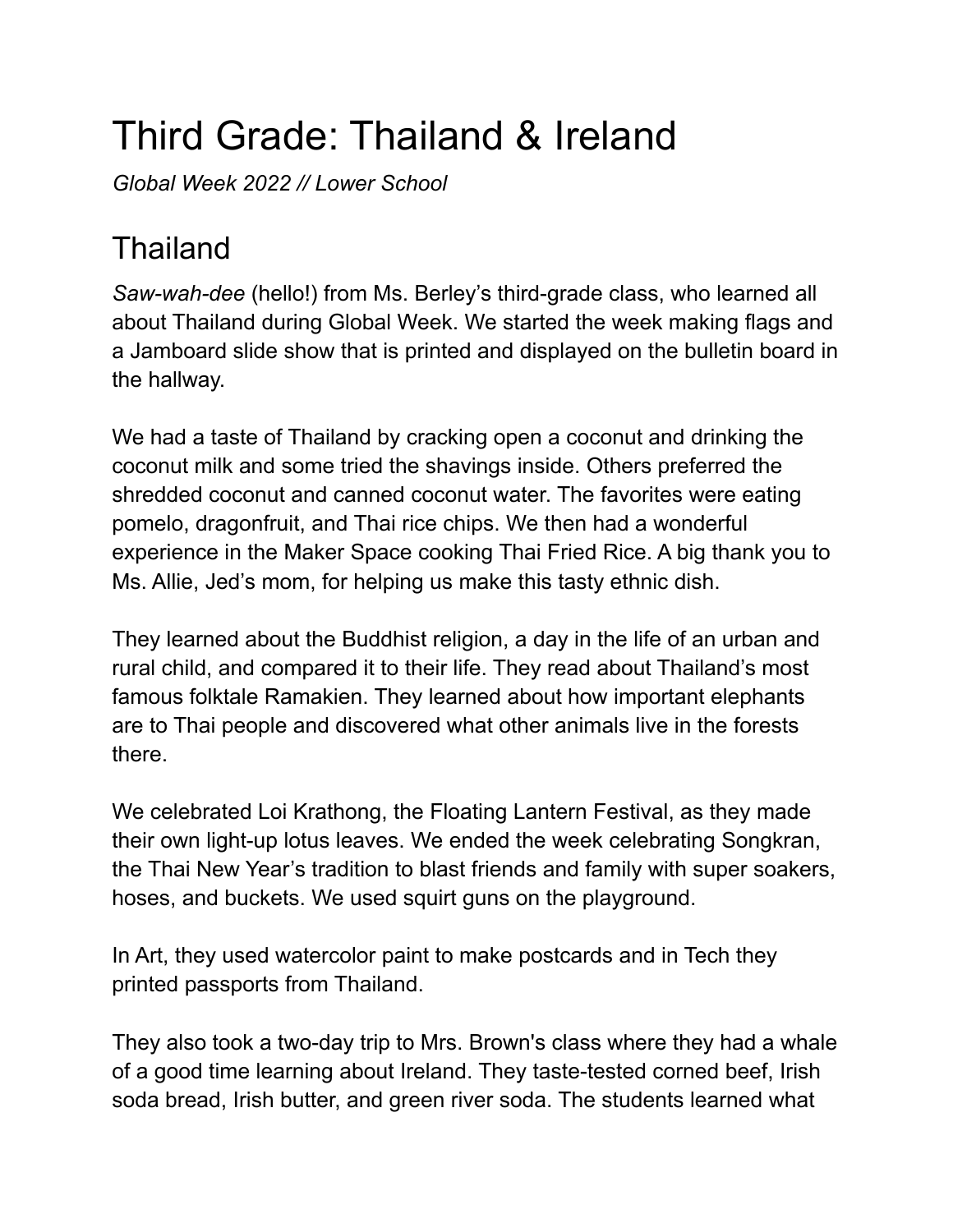# Third Grade: Thailand & Ireland

*Global Week 2022 // Lower School*

## Thailand

*Saw-wah-dee* (hello!) from Ms. Berley's third-grade class, who learned all about Thailand during Global Week. We started the week making flags and a Jamboard slide show that is printed and displayed on the bulletin board in the hallway.

We had a taste of Thailand by cracking open a coconut and drinking the coconut milk and some tried the shavings inside. Others preferred the shredded coconut and canned coconut water. The favorites were eating pomelo, dragonfruit, and Thai rice chips. We then had a wonderful experience in the Maker Space cooking Thai Fried Rice. A big thank you to Ms. Allie, Jed's mom, for helping us make this tasty ethnic dish.

They learned about the Buddhist religion, a day in the life of an urban and rural child, and compared it to their life. They read about Thailand's most famous folktale Ramakien. They learned about how important elephants are to Thai people and discovered what other animals live in the forests there.

We celebrated Loi Krathong, the Floating Lantern Festival, as they made their own light-up lotus leaves. We ended the week celebrating Songkran, the Thai New Year's tradition to blast friends and family with super soakers, hoses, and buckets. We used squirt guns on the playground.

In Art, they used watercolor paint to make postcards and in Tech they printed passports from Thailand.

They also took a two-day trip to Mrs. Brown's class where they had a whale of a good time learning about Ireland. They taste-tested corned beef, Irish soda bread, Irish butter, and green river soda. The students learned what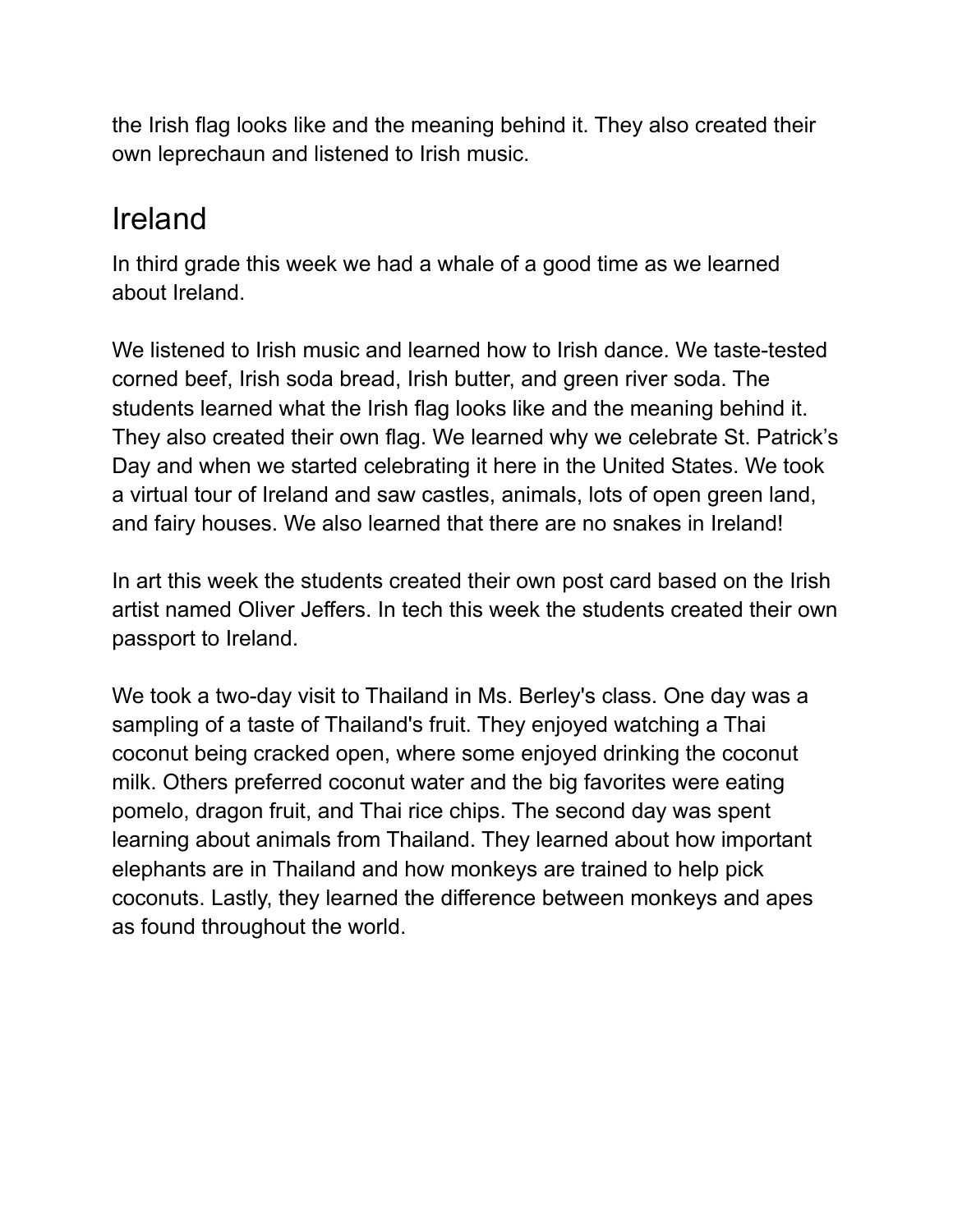the Irish flag looks like and the meaning behind it. They also created their own leprechaun and listened to Irish music.

## Ireland

In third grade this week we had a whale of a good time as we learned about Ireland.

We listened to Irish music and learned how to Irish dance. We taste-tested corned beef, Irish soda bread, Irish butter, and green river soda. The students learned what the Irish flag looks like and the meaning behind it. They also created their own flag. We learned why we celebrate St. Patrick's Day and when we started celebrating it here in the United States. We took a virtual tour of Ireland and saw castles, animals, lots of open green land, and fairy houses. We also learned that there are no snakes in Ireland!

In art this week the students created their own post card based on the Irish artist named Oliver Jeffers. In tech this week the students created their own passport to Ireland.

We took a two-day visit to Thailand in Ms. Berley's class. One day was a sampling of a taste of Thailand's fruit. They enjoyed watching a Thai coconut being cracked open, where some enjoyed drinking the coconut milk. Others preferred coconut water and the big favorites were eating pomelo, dragon fruit, and Thai rice chips. The second day was spent learning about animals from Thailand. They learned about how important elephants are in Thailand and how monkeys are trained to help pick coconuts. Lastly, they learned the difference between monkeys and apes as found throughout the world.